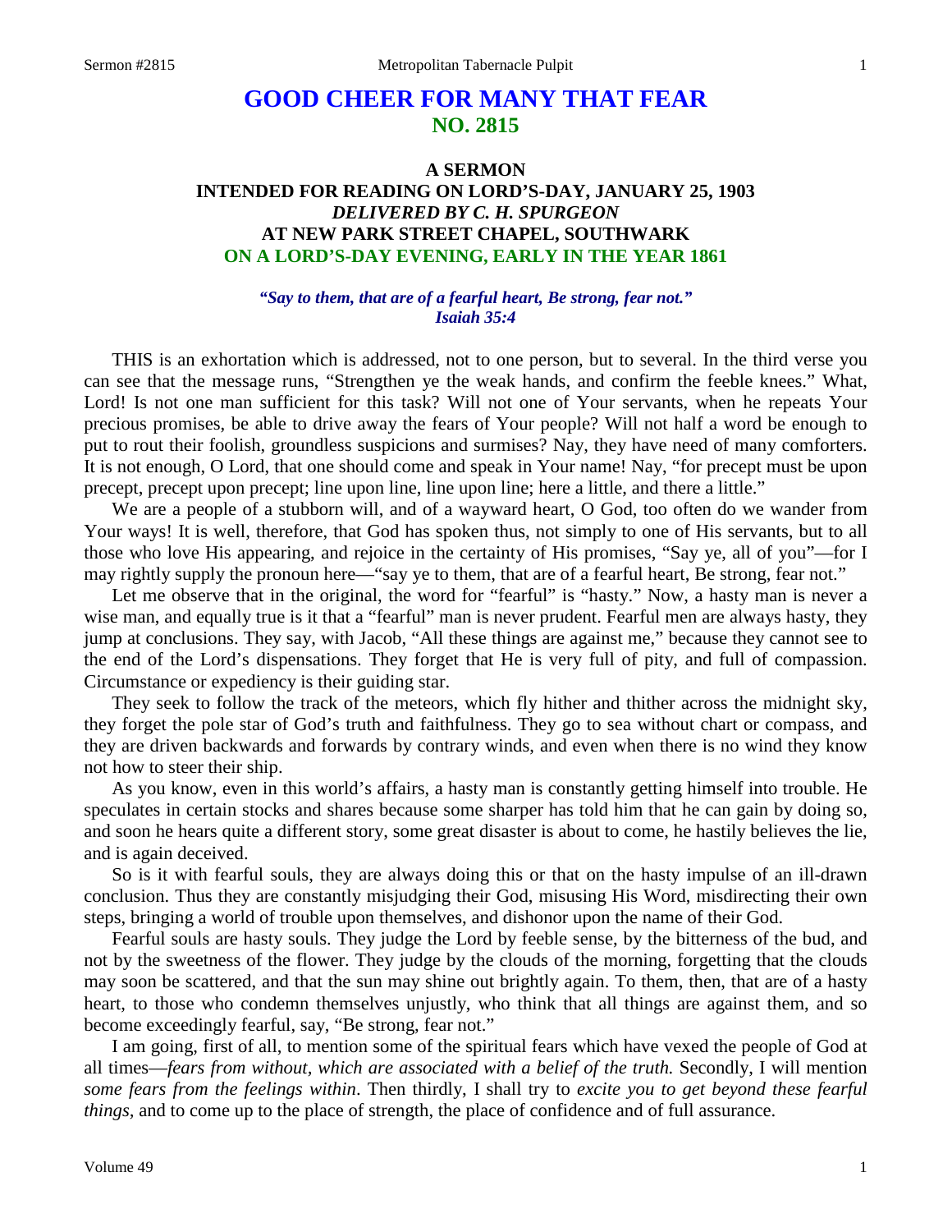# GOOD CHEER FOR MANY THAT FEAR
## NO. 2815

### A SERMON
### INTENDED FOR READING ON LORD'S-DAY, JANUARY 25, 1903
### *DELIVERED BY C. H. SPURGEON*
### AT NEW PARK STREET CHAPEL, SOUTHWARK
### ON A LORD'S-DAY EVENING, EARLY IN THE YEAR 1861

*"Say to them, that are of a fearful heart, Be strong, fear not." Isaiah 35:4*

THIS is an exhortation which is addressed, not to one person, but to several. In the third verse you can see that the message runs, "Strengthen ye the weak hands, and confirm the feeble knees." What, Lord! Is not one man sufficient for this task? Will not one of Your servants, when he repeats Your precious promises, be able to drive away the fears of Your people? Will not half a word be enough to put to rout their foolish, groundless suspicions and surmises? Nay, they have need of many comforters. It is not enough, O Lord, that one should come and speak in Your name! Nay, "for precept must be upon precept, precept upon precept; line upon line, line upon line; here a little, and there a little."

We are a people of a stubborn will, and of a wayward heart, O God, too often do we wander from Your ways! It is well, therefore, that God has spoken thus, not simply to one of His servants, but to all those who love His appearing, and rejoice in the certainty of His promises, "Say ye, all of you"—for I may rightly supply the pronoun here—"say ye to them, that are of a fearful heart, Be strong, fear not."

Let me observe that in the original, the word for "fearful" is "hasty." Now, a hasty man is never a wise man, and equally true is it that a "fearful" man is never prudent. Fearful men are always hasty, they jump at conclusions. They say, with Jacob, "All these things are against me," because they cannot see to the end of the Lord's dispensations. They forget that He is very full of pity, and full of compassion. Circumstance or expediency is their guiding star.

They seek to follow the track of the meteors, which fly hither and thither across the midnight sky, they forget the pole star of God's truth and faithfulness. They go to sea without chart or compass, and they are driven backwards and forwards by contrary winds, and even when there is no wind they know not how to steer their ship.

As you know, even in this world's affairs, a hasty man is constantly getting himself into trouble. He speculates in certain stocks and shares because some sharper has told him that he can gain by doing so, and soon he hears quite a different story, some great disaster is about to come, he hastily believes the lie, and is again deceived.

So is it with fearful souls, they are always doing this or that on the hasty impulse of an ill-drawn conclusion. Thus they are constantly misjudging their God, misusing His Word, misdirecting their own steps, bringing a world of trouble upon themselves, and dishonor upon the name of their God.

Fearful souls are hasty souls. They judge the Lord by feeble sense, by the bitterness of the bud, and not by the sweetness of the flower. They judge by the clouds of the morning, forgetting that the clouds may soon be scattered, and that the sun may shine out brightly again. To them, then, that are of a hasty heart, to those who condemn themselves unjustly, who think that all things are against them, and so become exceedingly fearful, say, "Be strong, fear not."

I am going, first of all, to mention some of the spiritual fears which have vexed the people of God at all times—*fears from without, which are associated with a belief of the truth.* Secondly, I will mention *some fears from the feelings within*. Then thirdly, I shall try to *excite you to get beyond these fearful things,* and to come up to the place of strength, the place of confidence and of full assurance.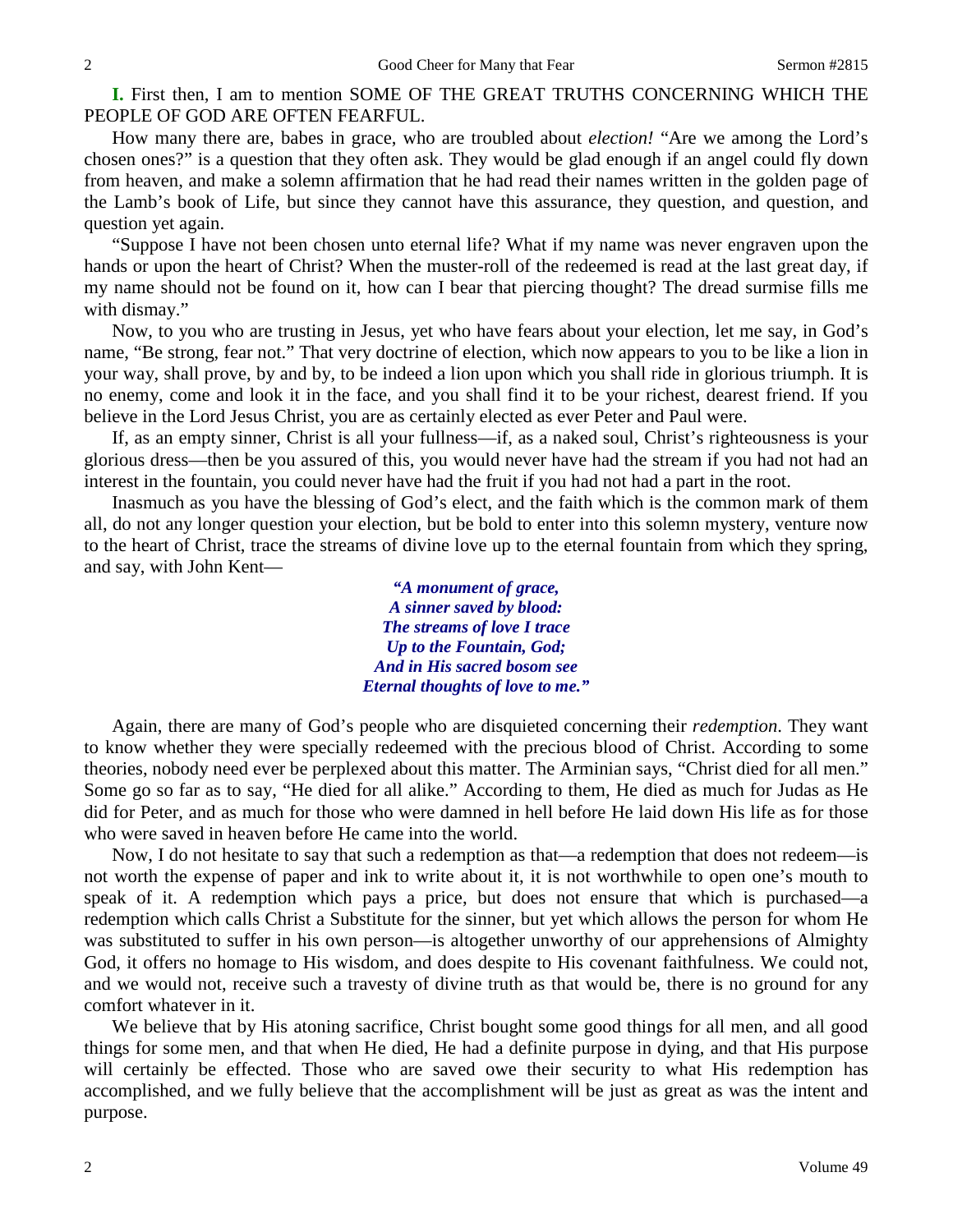**I.** First then, I am to mention SOME OF THE GREAT TRUTHS CONCERNING WHICH THE PEOPLE OF GOD ARE OFTEN FEARFUL.

How many there are, babes in grace, who are troubled about *election!* "Are we among the Lord's chosen ones?" is a question that they often ask. They would be glad enough if an angel could fly down from heaven, and make a solemn affirmation that he had read their names written in the golden page of the Lamb's book of Life, but since they cannot have this assurance, they question, and question, and question yet again.

"Suppose I have not been chosen unto eternal life? What if my name was never engraven upon the hands or upon the heart of Christ? When the muster-roll of the redeemed is read at the last great day, if my name should not be found on it, how can I bear that piercing thought? The dread surmise fills me with dismay."

Now, to you who are trusting in Jesus, yet who have fears about your election, let me say, in God's name, "Be strong, fear not." That very doctrine of election, which now appears to you to be like a lion in your way, shall prove, by and by, to be indeed a lion upon which you shall ride in glorious triumph. It is no enemy, come and look it in the face, and you shall find it to be your richest, dearest friend. If you believe in the Lord Jesus Christ, you are as certainly elected as ever Peter and Paul were.

If, as an empty sinner, Christ is all your fullness—if, as a naked soul, Christ's righteousness is your glorious dress—then be you assured of this, you would never have had the stream if you had not had an interest in the fountain, you could never have had the fruit if you had not had a part in the root.

Inasmuch as you have the blessing of God's elect, and the faith which is the common mark of them all, do not any longer question your election, but be bold to enter into this solemn mystery, venture now to the heart of Christ, trace the streams of divine love up to the eternal fountain from which they spring, and say, with John Kent—

> ***"A monument of grace,***
> ***A sinner saved by blood:***
> ***The streams of love I trace***
> ***Up to the Fountain, God;***
> ***And in His sacred bosom see***
> ***Eternal thoughts of love to me."***

Again, there are many of God's people who are disquieted concerning their *redemption*. They want to know whether they were specially redeemed with the precious blood of Christ. According to some theories, nobody need ever be perplexed about this matter. The Arminian says, "Christ died for all men." Some go so far as to say, "He died for all alike." According to them, He died as much for Judas as He did for Peter, and as much for those who were damned in hell before He laid down His life as for those who were saved in heaven before He came into the world.

Now, I do not hesitate to say that such a redemption as that—a redemption that does not redeem—is not worth the expense of paper and ink to write about it, it is not worthwhile to open one's mouth to speak of it. A redemption which pays a price, but does not ensure that which is purchased—a redemption which calls Christ a Substitute for the sinner, but yet which allows the person for whom He was substituted to suffer in his own person—is altogether unworthy of our apprehensions of Almighty God, it offers no homage to His wisdom, and does despite to His covenant faithfulness. We could not, and we would not, receive such a travesty of divine truth as that would be, there is no ground for any comfort whatever in it.

We believe that by His atoning sacrifice, Christ bought some good things for all men, and all good things for some men, and that when He died, He had a definite purpose in dying, and that His purpose will certainly be effected. Those who are saved owe their security to what His redemption has accomplished, and we fully believe that the accomplishment will be just as great as was the intent and purpose.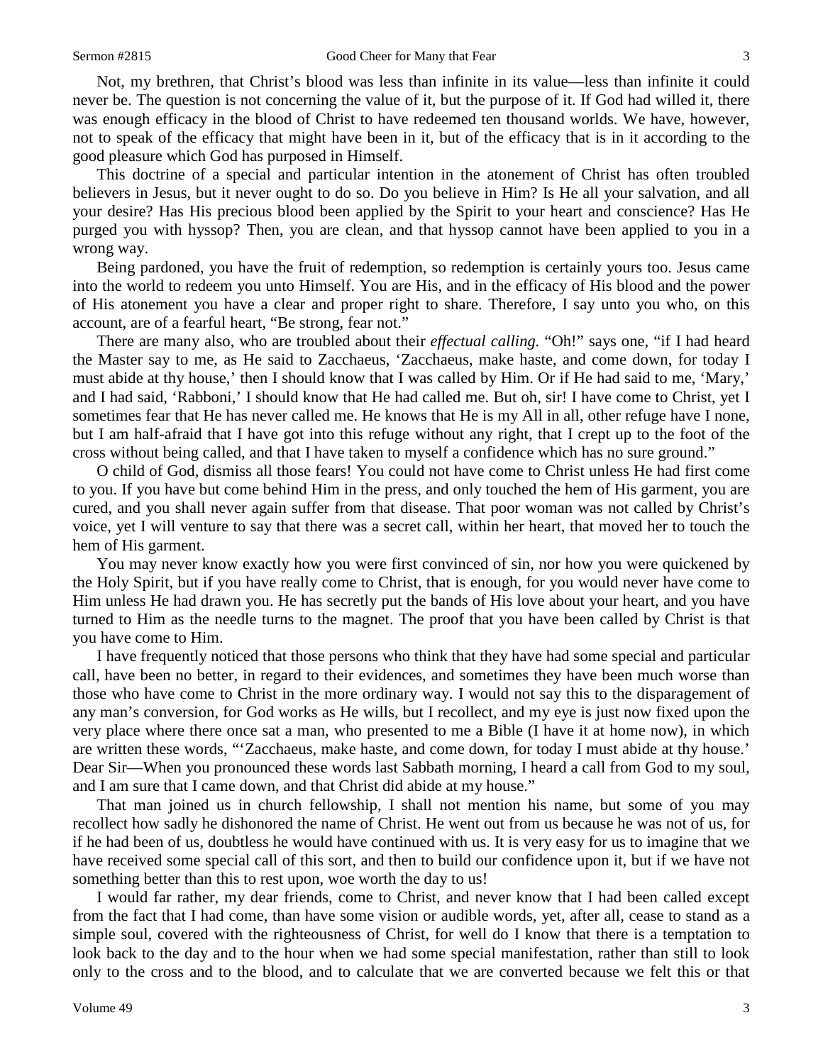Not, my brethren, that Christ's blood was less than infinite in its value—less than infinite it could never be. The question is not concerning the value of it, but the purpose of it. If God had willed it, there was enough efficacy in the blood of Christ to have redeemed ten thousand worlds. We have, however, not to speak of the efficacy that might have been in it, but of the efficacy that is in it according to the good pleasure which God has purposed in Himself.

This doctrine of a special and particular intention in the atonement of Christ has often troubled believers in Jesus, but it never ought to do so. Do you believe in Him? Is He all your salvation, and all your desire? Has His precious blood been applied by the Spirit to your heart and conscience? Has He purged you with hyssop? Then, you are clean, and that hyssop cannot have been applied to you in a wrong way.

Being pardoned, you have the fruit of redemption, so redemption is certainly yours too. Jesus came into the world to redeem you unto Himself. You are His, and in the efficacy of His blood and the power of His atonement you have a clear and proper right to share. Therefore, I say unto you who, on this account, are of a fearful heart, "Be strong, fear not."

There are many also, who are troubled about their *effectual calling.* "Oh!" says one, "if I had heard the Master say to me, as He said to Zacchaeus, 'Zacchaeus, make haste, and come down, for today I must abide at thy house,' then I should know that I was called by Him. Or if He had said to me, 'Mary,' and I had said, 'Rabboni,' I should know that He had called me. But oh, sir! I have come to Christ, yet I sometimes fear that He has never called me. He knows that He is my All in all, other refuge have I none, but I am half-afraid that I have got into this refuge without any right, that I crept up to the foot of the cross without being called, and that I have taken to myself a confidence which has no sure ground."

O child of God, dismiss all those fears! You could not have come to Christ unless He had first come to you. If you have but come behind Him in the press, and only touched the hem of His garment, you are cured, and you shall never again suffer from that disease. That poor woman was not called by Christ's voice, yet I will venture to say that there was a secret call, within her heart, that moved her to touch the hem of His garment.

You may never know exactly how you were first convinced of sin, nor how you were quickened by the Holy Spirit, but if you have really come to Christ, that is enough, for you would never have come to Him unless He had drawn you. He has secretly put the bands of His love about your heart, and you have turned to Him as the needle turns to the magnet. The proof that you have been called by Christ is that you have come to Him.

I have frequently noticed that those persons who think that they have had some special and particular call, have been no better, in regard to their evidences, and sometimes they have been much worse than those who have come to Christ in the more ordinary way. I would not say this to the disparagement of any man's conversion, for God works as He wills, but I recollect, and my eye is just now fixed upon the very place where there once sat a man, who presented to me a Bible (I have it at home now), in which are written these words, "'Zacchaeus, make haste, and come down, for today I must abide at thy house.' Dear Sir—When you pronounced these words last Sabbath morning, I heard a call from God to my soul, and I am sure that I came down, and that Christ did abide at my house."

That man joined us in church fellowship, I shall not mention his name, but some of you may recollect how sadly he dishonored the name of Christ. He went out from us because he was not of us, for if he had been of us, doubtless he would have continued with us. It is very easy for us to imagine that we have received some special call of this sort, and then to build our confidence upon it, but if we have not something better than this to rest upon, woe worth the day to us!

I would far rather, my dear friends, come to Christ, and never know that I had been called except from the fact that I had come, than have some vision or audible words, yet, after all, cease to stand as a simple soul, covered with the righteousness of Christ, for well do I know that there is a temptation to look back to the day and to the hour when we had some special manifestation, rather than still to look only to the cross and to the blood, and to calculate that we are converted because we felt this or that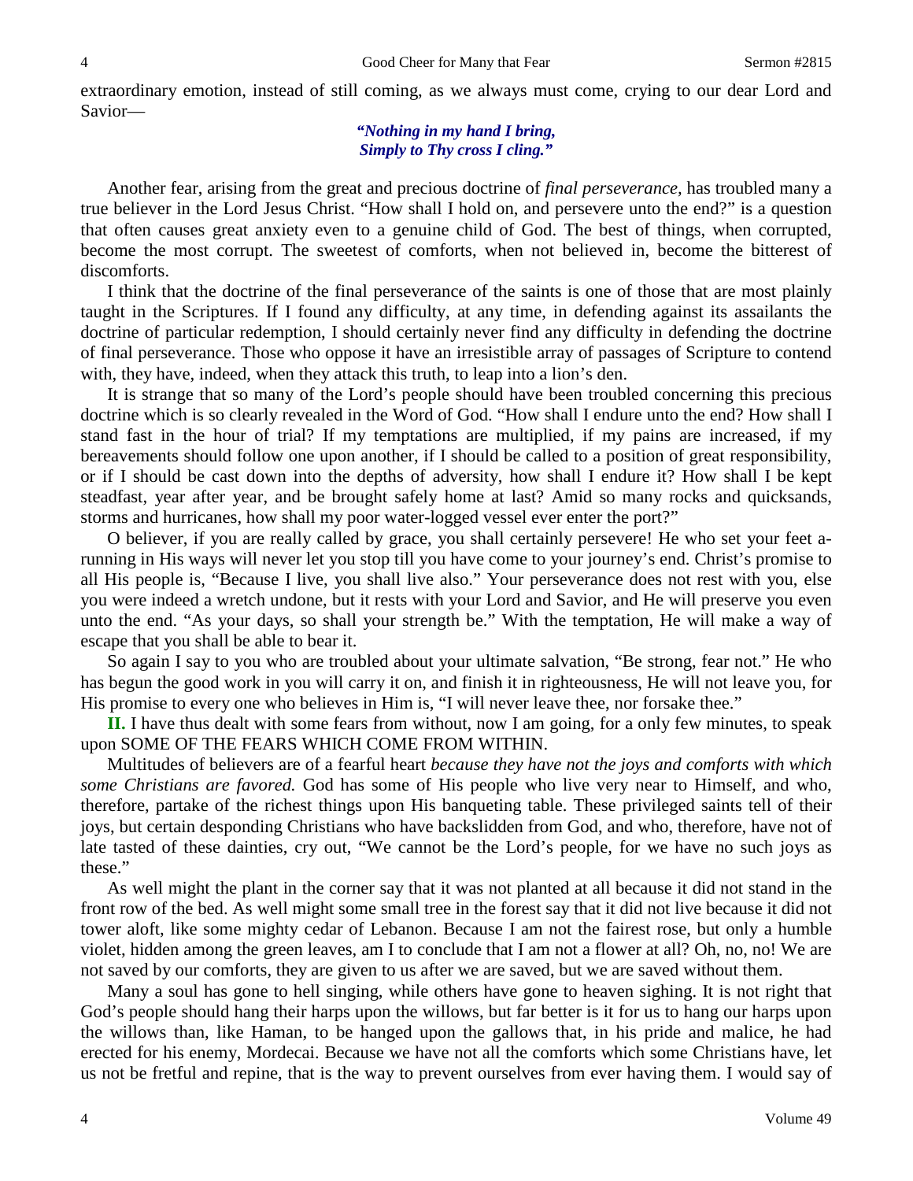extraordinary emotion, instead of still coming, as we always must come, crying to our dear Lord and Savior—

> ***"Nothing in my hand I bring,***
> ***Simply to Thy cross I cling."***

Another fear, arising from the great and precious doctrine of *final perseverance,* has troubled many a true believer in the Lord Jesus Christ. "How shall I hold on, and persevere unto the end?" is a question that often causes great anxiety even to a genuine child of God. The best of things, when corrupted, become the most corrupt. The sweetest of comforts, when not believed in, become the bitterest of discomforts.

I think that the doctrine of the final perseverance of the saints is one of those that are most plainly taught in the Scriptures. If I found any difficulty, at any time, in defending against its assailants the doctrine of particular redemption, I should certainly never find any difficulty in defending the doctrine of final perseverance. Those who oppose it have an irresistible array of passages of Scripture to contend with, they have, indeed, when they attack this truth, to leap into a lion's den.

It is strange that so many of the Lord's people should have been troubled concerning this precious doctrine which is so clearly revealed in the Word of God. "How shall I endure unto the end? How shall I stand fast in the hour of trial? If my temptations are multiplied, if my pains are increased, if my bereavements should follow one upon another, if I should be called to a position of great responsibility, or if I should be cast down into the depths of adversity, how shall I endure it? How shall I be kept steadfast, year after year, and be brought safely home at last? Amid so many rocks and quicksands, storms and hurricanes, how shall my poor water-logged vessel ever enter the port?"

O believer, if you are really called by grace, you shall certainly persevere! He who set your feet a-running in His ways will never let you stop till you have come to your journey's end. Christ's promise to all His people is, "Because I live, you shall live also." Your perseverance does not rest with you, else you were indeed a wretch undone, but it rests with your Lord and Savior, and He will preserve you even unto the end. "As your days, so shall your strength be." With the temptation, He will make a way of escape that you shall be able to bear it.

So again I say to you who are troubled about your ultimate salvation, "Be strong, fear not." He who has begun the good work in you will carry it on, and finish it in righteousness, He will not leave you, for His promise to every one who believes in Him is, "I will never leave thee, nor forsake thee."

**II.** I have thus dealt with some fears from without, now I am going, for a only few minutes, to speak upon SOME OF THE FEARS WHICH COME FROM WITHIN.

Multitudes of believers are of a fearful heart *because they have not the joys and comforts with which some Christians are favored.* God has some of His people who live very near to Himself, and who, therefore, partake of the richest things upon His banqueting table. These privileged saints tell of their joys, but certain desponding Christians who have backslidden from God, and who, therefore, have not of late tasted of these dainties, cry out, "We cannot be the Lord's people, for we have no such joys as these."

As well might the plant in the corner say that it was not planted at all because it did not stand in the front row of the bed. As well might some small tree in the forest say that it did not live because it did not tower aloft, like some mighty cedar of Lebanon. Because I am not the fairest rose, but only a humble violet, hidden among the green leaves, am I to conclude that I am not a flower at all? Oh, no, no! We are not saved by our comforts, they are given to us after we are saved, but we are saved without them.

Many a soul has gone to hell singing, while others have gone to heaven sighing. It is not right that God's people should hang their harps upon the willows, but far better is it for us to hang our harps upon the willows than, like Haman, to be hanged upon the gallows that, in his pride and malice, he had erected for his enemy, Mordecai. Because we have not all the comforts which some Christians have, let us not be fretful and repine, that is the way to prevent ourselves from ever having them. I would say of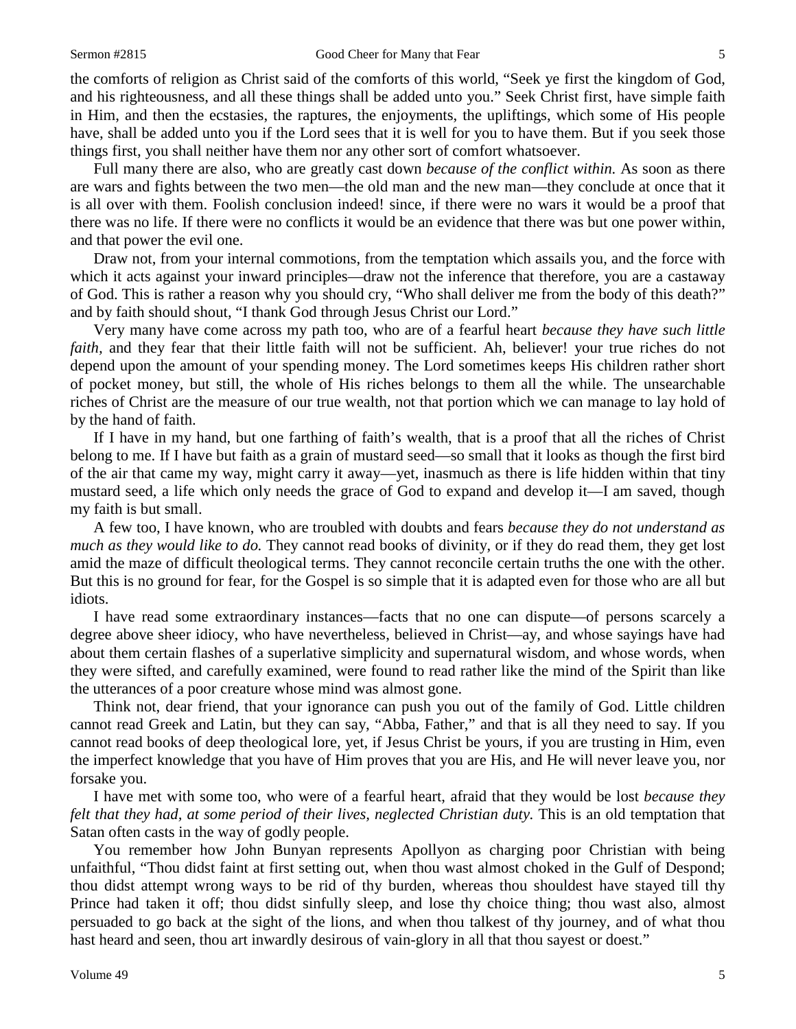the comforts of religion as Christ said of the comforts of this world, "Seek ye first the kingdom of God, and his righteousness, and all these things shall be added unto you." Seek Christ first, have simple faith in Him, and then the ecstasies, the raptures, the enjoyments, the upliftings, which some of His people have, shall be added unto you if the Lord sees that it is well for you to have them. But if you seek those things first, you shall neither have them nor any other sort of comfort whatsoever.

Full many there are also, who are greatly cast down *because of the conflict within.* As soon as there are wars and fights between the two men—the old man and the new man—they conclude at once that it is all over with them. Foolish conclusion indeed! since, if there were no wars it would be a proof that there was no life. If there were no conflicts it would be an evidence that there was but one power within, and that power the evil one.

Draw not, from your internal commotions, from the temptation which assails you, and the force with which it acts against your inward principles—draw not the inference that therefore, you are a castaway of God. This is rather a reason why you should cry, "Who shall deliver me from the body of this death?" and by faith should shout, "I thank God through Jesus Christ our Lord."

Very many have come across my path too, who are of a fearful heart *because they have such little faith,* and they fear that their little faith will not be sufficient. Ah, believer! your true riches do not depend upon the amount of your spending money. The Lord sometimes keeps His children rather short of pocket money, but still, the whole of His riches belongs to them all the while. The unsearchable riches of Christ are the measure of our true wealth, not that portion which we can manage to lay hold of by the hand of faith.

If I have in my hand, but one farthing of faith's wealth, that is a proof that all the riches of Christ belong to me. If I have but faith as a grain of mustard seed—so small that it looks as though the first bird of the air that came my way, might carry it away—yet, inasmuch as there is life hidden within that tiny mustard seed, a life which only needs the grace of God to expand and develop it—I am saved, though my faith is but small.

A few too, I have known, who are troubled with doubts and fears *because they do not understand as much as they would like to do.* They cannot read books of divinity, or if they do read them, they get lost amid the maze of difficult theological terms. They cannot reconcile certain truths the one with the other. But this is no ground for fear, for the Gospel is so simple that it is adapted even for those who are all but idiots.

I have read some extraordinary instances—facts that no one can dispute—of persons scarcely a degree above sheer idiocy, who have nevertheless, believed in Christ—ay, and whose sayings have had about them certain flashes of a superlative simplicity and supernatural wisdom, and whose words, when they were sifted, and carefully examined, were found to read rather like the mind of the Spirit than like the utterances of a poor creature whose mind was almost gone.

Think not, dear friend, that your ignorance can push you out of the family of God. Little children cannot read Greek and Latin, but they can say, "Abba, Father," and that is all they need to say. If you cannot read books of deep theological lore, yet, if Jesus Christ be yours, if you are trusting in Him, even the imperfect knowledge that you have of Him proves that you are His, and He will never leave you, nor forsake you.

I have met with some too, who were of a fearful heart, afraid that they would be lost *because they felt that they had, at some period of their lives, neglected Christian duty.* This is an old temptation that Satan often casts in the way of godly people.

You remember how John Bunyan represents Apollyon as charging poor Christian with being unfaithful, "Thou didst faint at first setting out, when thou wast almost choked in the Gulf of Despond; thou didst attempt wrong ways to be rid of thy burden, whereas thou shouldest have stayed till thy Prince had taken it off; thou didst sinfully sleep, and lose thy choice thing; thou wast also, almost persuaded to go back at the sight of the lions, and when thou talkest of thy journey, and of what thou hast heard and seen, thou art inwardly desirous of vain-glory in all that thou sayest or doest."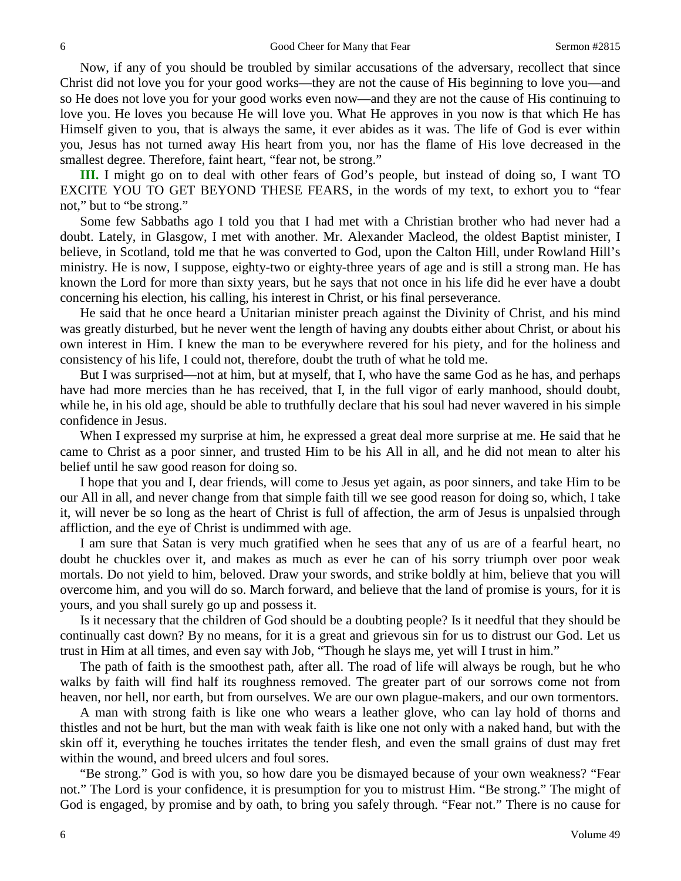Now, if any of you should be troubled by similar accusations of the adversary, recollect that since Christ did not love you for your good works—they are not the cause of His beginning to love you—and so He does not love you for your good works even now—and they are not the cause of His continuing to love you. He loves you because He will love you. What He approves in you now is that which He has Himself given to you, that is always the same, it ever abides as it was. The life of God is ever within you, Jesus has not turned away His heart from you, nor has the flame of His love decreased in the smallest degree. Therefore, faint heart, "fear not, be strong."

**III.** I might go on to deal with other fears of God's people, but instead of doing so, I want TO EXCITE YOU TO GET BEYOND THESE FEARS, in the words of my text, to exhort you to "fear not," but to "be strong."

Some few Sabbaths ago I told you that I had met with a Christian brother who had never had a doubt. Lately, in Glasgow, I met with another. Mr. Alexander Macleod, the oldest Baptist minister, I believe, in Scotland, told me that he was converted to God, upon the Calton Hill, under Rowland Hill's ministry. He is now, I suppose, eighty-two or eighty-three years of age and is still a strong man. He has known the Lord for more than sixty years, but he says that not once in his life did he ever have a doubt concerning his election, his calling, his interest in Christ, or his final perseverance.

He said that he once heard a Unitarian minister preach against the Divinity of Christ, and his mind was greatly disturbed, but he never went the length of having any doubts either about Christ, or about his own interest in Him. I knew the man to be everywhere revered for his piety, and for the holiness and consistency of his life, I could not, therefore, doubt the truth of what he told me.

But I was surprised—not at him, but at myself, that I, who have the same God as he has, and perhaps have had more mercies than he has received, that I, in the full vigor of early manhood, should doubt, while he, in his old age, should be able to truthfully declare that his soul had never wavered in his simple confidence in Jesus.

When I expressed my surprise at him, he expressed a great deal more surprise at me. He said that he came to Christ as a poor sinner, and trusted Him to be his All in all, and he did not mean to alter his belief until he saw good reason for doing so.

I hope that you and I, dear friends, will come to Jesus yet again, as poor sinners, and take Him to be our All in all, and never change from that simple faith till we see good reason for doing so, which, I take it, will never be so long as the heart of Christ is full of affection, the arm of Jesus is unpalsied through affliction, and the eye of Christ is undimmed with age.

I am sure that Satan is very much gratified when he sees that any of us are of a fearful heart, no doubt he chuckles over it, and makes as much as ever he can of his sorry triumph over poor weak mortals. Do not yield to him, beloved. Draw your swords, and strike boldly at him, believe that you will overcome him, and you will do so. March forward, and believe that the land of promise is yours, for it is yours, and you shall surely go up and possess it.

Is it necessary that the children of God should be a doubting people? Is it needful that they should be continually cast down? By no means, for it is a great and grievous sin for us to distrust our God. Let us trust in Him at all times, and even say with Job, "Though he slays me, yet will I trust in him."

The path of faith is the smoothest path, after all. The road of life will always be rough, but he who walks by faith will find half its roughness removed. The greater part of our sorrows come not from heaven, nor hell, nor earth, but from ourselves. We are our own plague-makers, and our own tormentors.

A man with strong faith is like one who wears a leather glove, who can lay hold of thorns and thistles and not be hurt, but the man with weak faith is like one not only with a naked hand, but with the skin off it, everything he touches irritates the tender flesh, and even the small grains of dust may fret within the wound, and breed ulcers and foul sores.

"Be strong." God is with you, so how dare you be dismayed because of your own weakness? "Fear not." The Lord is your confidence, it is presumption for you to mistrust Him. "Be strong." The might of God is engaged, by promise and by oath, to bring you safely through. "Fear not." There is no cause for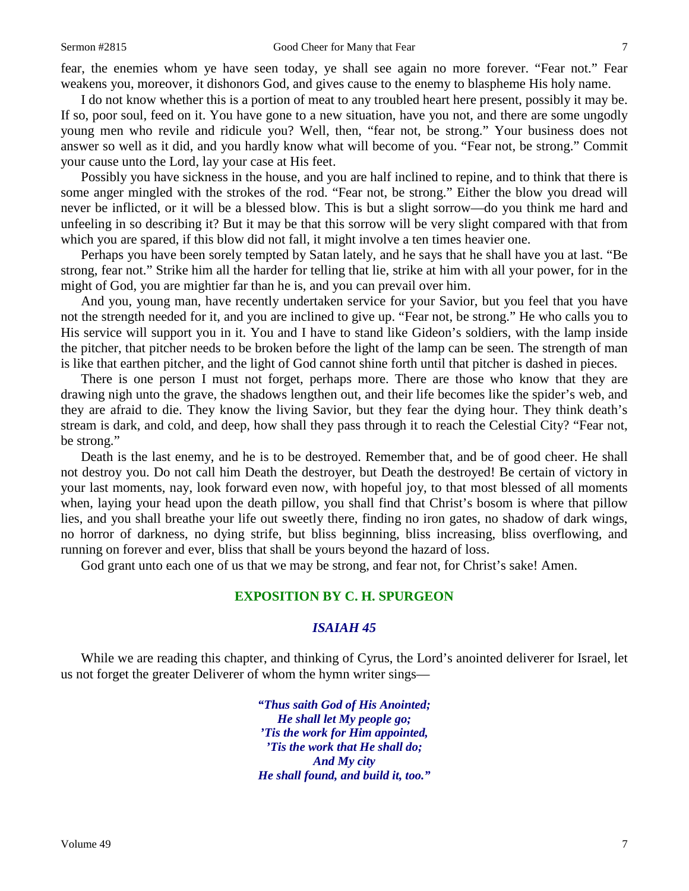fear, the enemies whom ye have seen today, ye shall see again no more forever. "Fear not." Fear weakens you, moreover, it dishonors God, and gives cause to the enemy to blaspheme His holy name.

I do not know whether this is a portion of meat to any troubled heart here present, possibly it may be. If so, poor soul, feed on it. You have gone to a new situation, have you not, and there are some ungodly young men who revile and ridicule you? Well, then, "fear not, be strong." Your business does not answer so well as it did, and you hardly know what will become of you. "Fear not, be strong." Commit your cause unto the Lord, lay your case at His feet.

Possibly you have sickness in the house, and you are half inclined to repine, and to think that there is some anger mingled with the strokes of the rod. "Fear not, be strong." Either the blow you dread will never be inflicted, or it will be a blessed blow. This is but a slight sorrow—do you think me hard and unfeeling in so describing it? But it may be that this sorrow will be very slight compared with that from which you are spared, if this blow did not fall, it might involve a ten times heavier one.

Perhaps you have been sorely tempted by Satan lately, and he says that he shall have you at last. "Be strong, fear not." Strike him all the harder for telling that lie, strike at him with all your power, for in the might of God, you are mightier far than he is, and you can prevail over him.

And you, young man, have recently undertaken service for your Savior, but you feel that you have not the strength needed for it, and you are inclined to give up. "Fear not, be strong." He who calls you to His service will support you in it. You and I have to stand like Gideon's soldiers, with the lamp inside the pitcher, that pitcher needs to be broken before the light of the lamp can be seen. The strength of man is like that earthen pitcher, and the light of God cannot shine forth until that pitcher is dashed in pieces.

There is one person I must not forget, perhaps more. There are those who know that they are drawing nigh unto the grave, the shadows lengthen out, and their life becomes like the spider's web, and they are afraid to die. They know the living Savior, but they fear the dying hour. They think death's stream is dark, and cold, and deep, how shall they pass through it to reach the Celestial City? "Fear not, be strong."

Death is the last enemy, and he is to be destroyed. Remember that, and be of good cheer. He shall not destroy you. Do not call him Death the destroyer, but Death the destroyed! Be certain of victory in your last moments, nay, look forward even now, with hopeful joy, to that most blessed of all moments when, laying your head upon the death pillow, you shall find that Christ's bosom is where that pillow lies, and you shall breathe your life out sweetly there, finding no iron gates, no shadow of dark wings, no horror of darkness, no dying strife, but bliss beginning, bliss increasing, bliss overflowing, and running on forever and ever, bliss that shall be yours beyond the hazard of loss.

God grant unto each one of us that we may be strong, and fear not, for Christ's sake! Amen.

## EXPOSITION BY C. H. SPURGEON

### *ISAIAH 45*

While we are reading this chapter, and thinking of Cyrus, the Lord's anointed deliverer for Israel, let us not forget the greater Deliverer of whom the hymn writer sings—

***"Thus saith God of His Anointed;***
***He shall let My people go;***
***'Tis the work for Him appointed,***
***'Tis the work that He shall do;***
***And My city***
***He shall found, and build it, too."***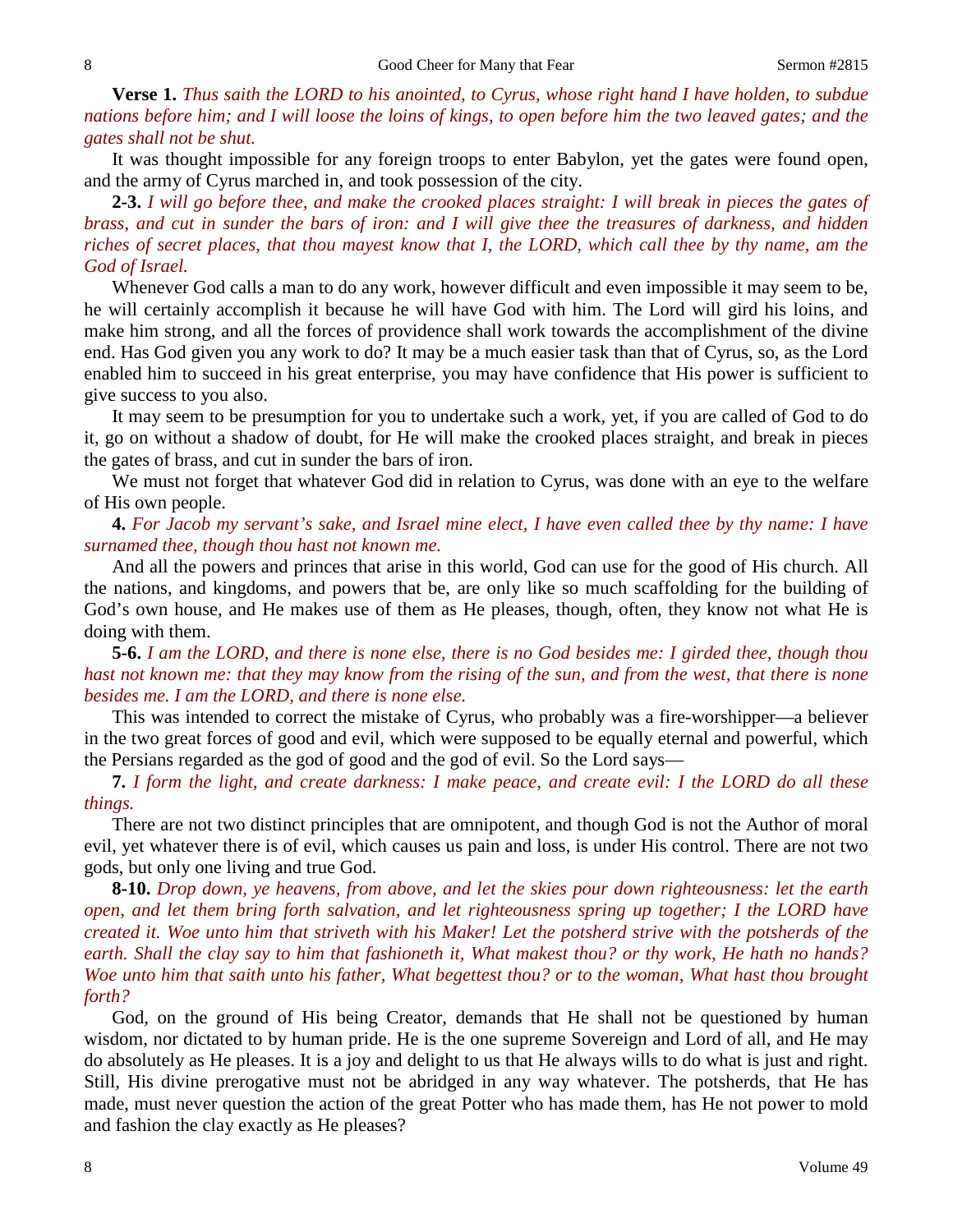**Verse 1.** *Thus saith the LORD to his anointed, to Cyrus, whose right hand I have holden, to subdue nations before him; and I will loose the loins of kings, to open before him the two leaved gates; and the gates shall not be shut.*

It was thought impossible for any foreign troops to enter Babylon, yet the gates were found open, and the army of Cyrus marched in, and took possession of the city.

**2-3.** *I will go before thee, and make the crooked places straight: I will break in pieces the gates of brass, and cut in sunder the bars of iron: and I will give thee the treasures of darkness, and hidden riches of secret places, that thou mayest know that I, the LORD, which call thee by thy name, am the God of Israel.*

Whenever God calls a man to do any work, however difficult and even impossible it may seem to be, he will certainly accomplish it because he will have God with him. The Lord will gird his loins, and make him strong, and all the forces of providence shall work towards the accomplishment of the divine end. Has God given you any work to do? It may be a much easier task than that of Cyrus, so, as the Lord enabled him to succeed in his great enterprise, you may have confidence that His power is sufficient to give success to you also.

It may seem to be presumption for you to undertake such a work, yet, if you are called of God to do it, go on without a shadow of doubt, for He will make the crooked places straight, and break in pieces the gates of brass, and cut in sunder the bars of iron.

We must not forget that whatever God did in relation to Cyrus, was done with an eye to the welfare of His own people.

**4.** *For Jacob my servant's sake, and Israel mine elect, I have even called thee by thy name: I have surnamed thee, though thou hast not known me.*

And all the powers and princes that arise in this world, God can use for the good of His church. All the nations, and kingdoms, and powers that be, are only like so much scaffolding for the building of God's own house, and He makes use of them as He pleases, though, often, they know not what He is doing with them.

**5-6.** *I am the LORD, and there is none else, there is no God besides me: I girded thee, though thou hast not known me: that they may know from the rising of the sun, and from the west, that there is none besides me. I am the LORD, and there is none else.*

This was intended to correct the mistake of Cyrus, who probably was a fire-worshipper—a believer in the two great forces of good and evil, which were supposed to be equally eternal and powerful, which the Persians regarded as the god of good and the god of evil. So the Lord says—

**7.** *I form the light, and create darkness: I make peace, and create evil: I the LORD do all these things.*

There are not two distinct principles that are omnipotent, and though God is not the Author of moral evil, yet whatever there is of evil, which causes us pain and loss, is under His control. There are not two gods, but only one living and true God.

**8-10.** *Drop down, ye heavens, from above, and let the skies pour down righteousness: let the earth open, and let them bring forth salvation, and let righteousness spring up together; I the LORD have created it. Woe unto him that striveth with his Maker! Let the potsherd strive with the potsherds of the earth. Shall the clay say to him that fashioneth it, What makest thou? or thy work, He hath no hands? Woe unto him that saith unto his father, What begettest thou? or to the woman, What hast thou brought forth?*

God, on the ground of His being Creator, demands that He shall not be questioned by human wisdom, nor dictated to by human pride. He is the one supreme Sovereign and Lord of all, and He may do absolutely as He pleases. It is a joy and delight to us that He always wills to do what is just and right. Still, His divine prerogative must not be abridged in any way whatever. The potsherds, that He has made, must never question the action of the great Potter who has made them, has He not power to mold and fashion the clay exactly as He pleases?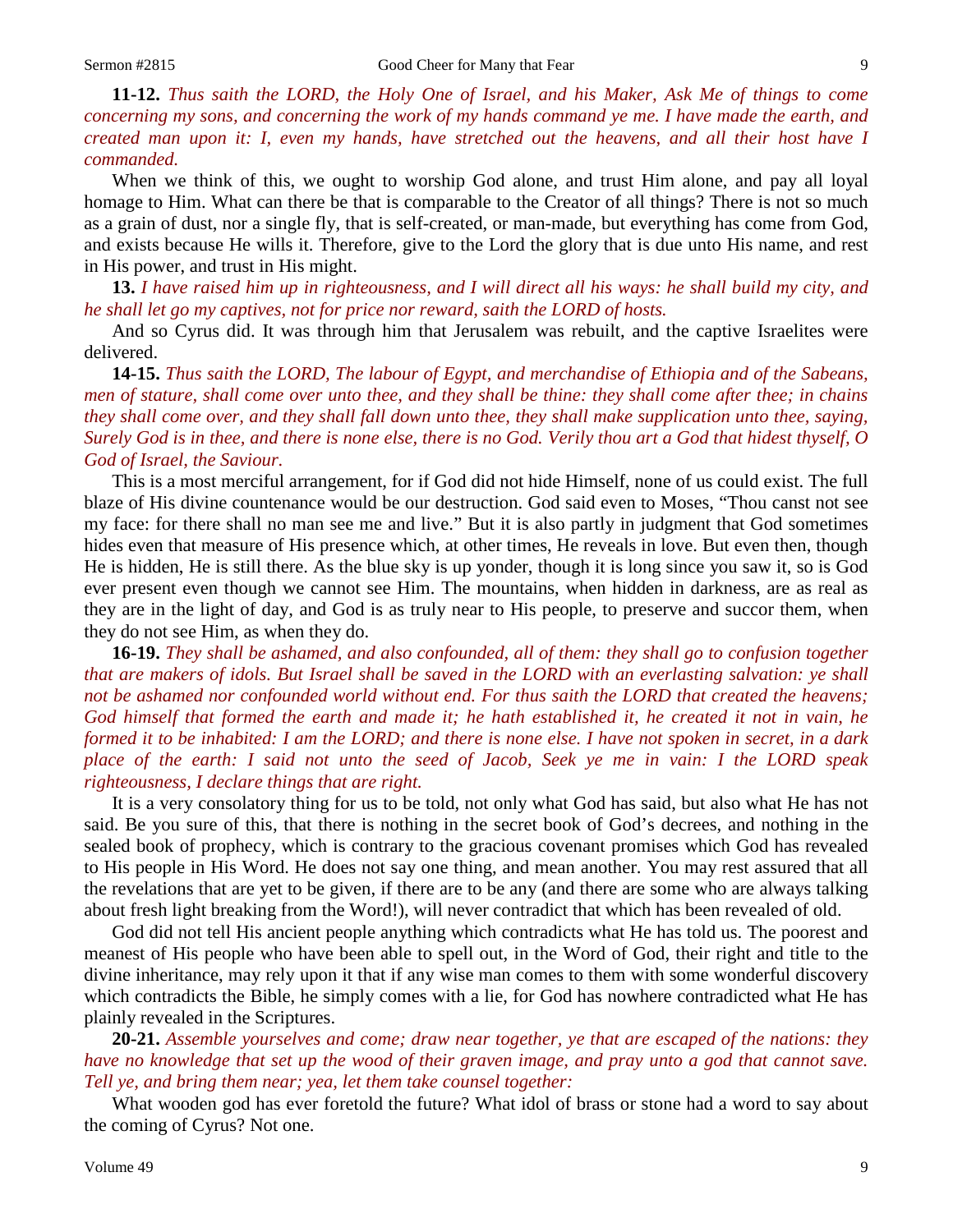**11-12.** *Thus saith the LORD, the Holy One of Israel, and his Maker, Ask Me of things to come concerning my sons, and concerning the work of my hands command ye me. I have made the earth, and created man upon it: I, even my hands, have stretched out the heavens, and all their host have I commanded.*

When we think of this, we ought to worship God alone, and trust Him alone, and pay all loyal homage to Him. What can there be that is comparable to the Creator of all things? There is not so much as a grain of dust, nor a single fly, that is self-created, or man-made, but everything has come from God, and exists because He wills it. Therefore, give to the Lord the glory that is due unto His name, and rest in His power, and trust in His might.

**13.** *I have raised him up in righteousness, and I will direct all his ways: he shall build my city, and he shall let go my captives, not for price nor reward, saith the LORD of hosts.*

And so Cyrus did. It was through him that Jerusalem was rebuilt, and the captive Israelites were delivered.

**14-15.** *Thus saith the LORD, The labour of Egypt, and merchandise of Ethiopia and of the Sabeans, men of stature, shall come over unto thee, and they shall be thine: they shall come after thee; in chains they shall come over, and they shall fall down unto thee, they shall make supplication unto thee, saying, Surely God is in thee, and there is none else, there is no God. Verily thou art a God that hidest thyself, O God of Israel, the Saviour.*

This is a most merciful arrangement, for if God did not hide Himself, none of us could exist. The full blaze of His divine countenance would be our destruction. God said even to Moses, "Thou canst not see my face: for there shall no man see me and live." But it is also partly in judgment that God sometimes hides even that measure of His presence which, at other times, He reveals in love. But even then, though He is hidden, He is still there. As the blue sky is up yonder, though it is long since you saw it, so is God ever present even though we cannot see Him. The mountains, when hidden in darkness, are as real as they are in the light of day, and God is as truly near to His people, to preserve and succor them, when they do not see Him, as when they do.

**16-19.** *They shall be ashamed, and also confounded, all of them: they shall go to confusion together that are makers of idols. But Israel shall be saved in the LORD with an everlasting salvation: ye shall not be ashamed nor confounded world without end. For thus saith the LORD that created the heavens; God himself that formed the earth and made it; he hath established it, he created it not in vain, he formed it to be inhabited: I am the LORD; and there is none else. I have not spoken in secret, in a dark place of the earth: I said not unto the seed of Jacob, Seek ye me in vain: I the LORD speak righteousness, I declare things that are right.*

It is a very consolatory thing for us to be told, not only what God has said, but also what He has not said. Be you sure of this, that there is nothing in the secret book of God's decrees, and nothing in the sealed book of prophecy, which is contrary to the gracious covenant promises which God has revealed to His people in His Word. He does not say one thing, and mean another. You may rest assured that all the revelations that are yet to be given, if there are to be any (and there are some who are always talking about fresh light breaking from the Word!), will never contradict that which has been revealed of old.

God did not tell His ancient people anything which contradicts what He has told us. The poorest and meanest of His people who have been able to spell out, in the Word of God, their right and title to the divine inheritance, may rely upon it that if any wise man comes to them with some wonderful discovery which contradicts the Bible, he simply comes with a lie, for God has nowhere contradicted what He has plainly revealed in the Scriptures.

**20-21.** *Assemble yourselves and come; draw near together, ye that are escaped of the nations: they have no knowledge that set up the wood of their graven image, and pray unto a god that cannot save. Tell ye, and bring them near; yea, let them take counsel together:*

What wooden god has ever foretold the future? What idol of brass or stone had a word to say about the coming of Cyrus? Not one.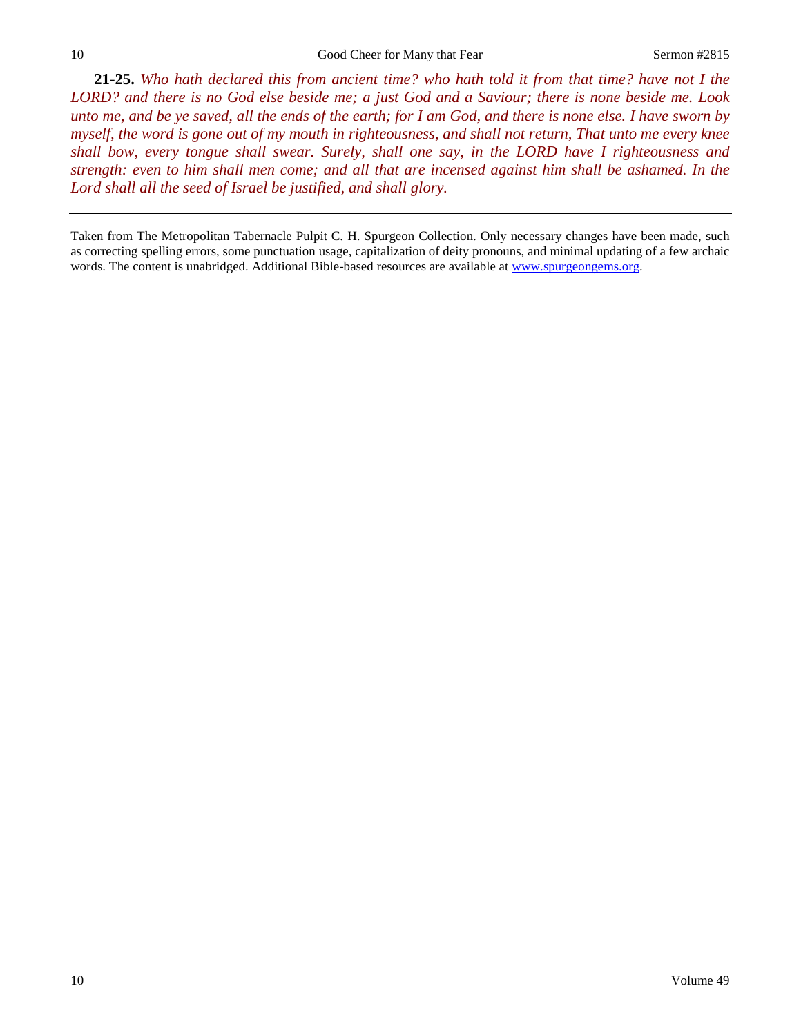**21-25.** *Who hath declared this from ancient time? who hath told it from that time? have not I the LORD? and there is no God else beside me; a just God and a Saviour; there is none beside me. Look unto me, and be ye saved, all the ends of the earth; for I am God, and there is none else. I have sworn by myself, the word is gone out of my mouth in righteousness, and shall not return, That unto me every knee shall bow, every tongue shall swear. Surely, shall one say, in the LORD have I righteousness and strength: even to him shall men come; and all that are incensed against him shall be ashamed. In the Lord shall all the seed of Israel be justified, and shall glory.*

---

Taken from The Metropolitan Tabernacle Pulpit C. H. Spurgeon Collection. Only necessary changes have been made, such as correcting spelling errors, some punctuation usage, capitalization of deity pronouns, and minimal updating of a few archaic words. The content is unabridged. Additional Bible-based resources are available at [www.spurgeongems.org](http://www.spurgeongems.org).